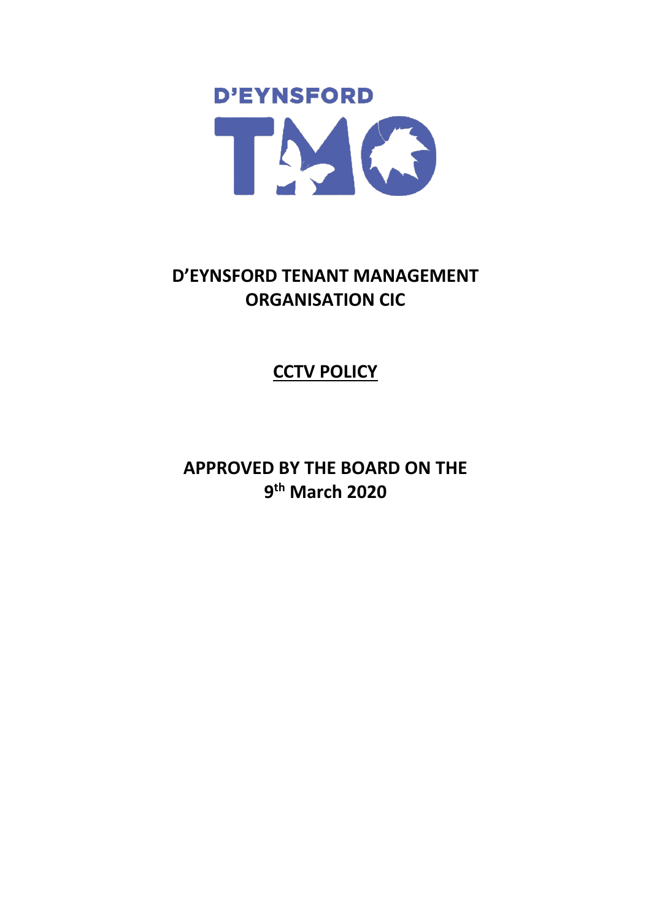D'EYNSFORD

TMO

# D'EYNSFORD TENANT MANAGEMENT ORGANISATION CIC

## CCTV POLICY

## APPROVED BY THE BOARD ON THE 9th March 2020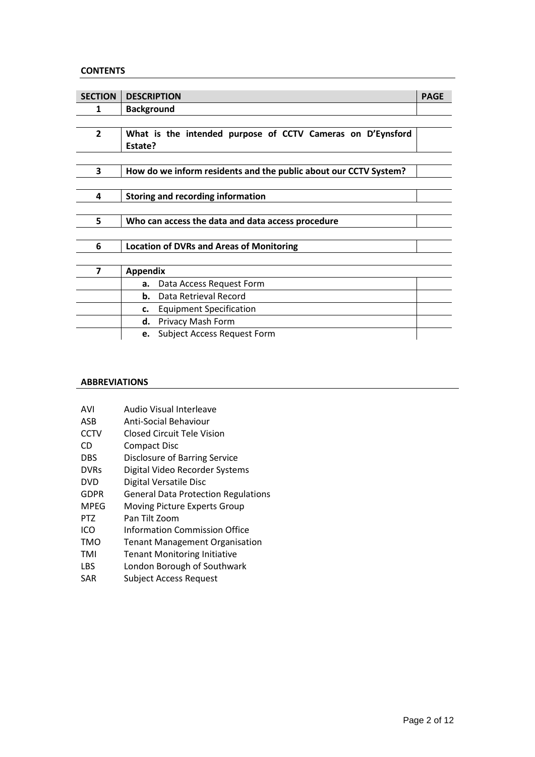## CONTENTS

| SECTION | DESCRIPTION | PAGE |
|---|---|---|
| **1** | **Background** | |
| **2** | **What is the intended purpose of CCTV Cameras on D'Eynsford Estate?** | |
| **3** | **How do we inform residents and the public about our CCTV System?** | |
| **4** | **Storing and recording information** | |
| **5** | **Who can access the data and data access procedure** | |
| **6** | **Location of DVRs and Areas of Monitoring** | |
| **7** | **Appendix** | |
| | **a.** Data Access Request Form | |
| | **b.** Data Retrieval Record | |
| | **c.** Equipment Specification | |
| | **d.** Privacy Mash Form | |
| | **e.** Subject Access Request Form | |

## ABBREVIATIONS

| | |
|---|---|
| AVI | Audio Visual Interleave |
| ASB | Anti-Social Behaviour |
| CCTV | Closed Circuit Tele Vision |
| CD | Compact Disc |
| DBS | Disclosure of Barring Service |
| DVRs | Digital Video Recorder Systems |
| DVD | Digital Versatile Disc |
| GDPR | General Data Protection Regulations |
| MPEG | Moving Picture Experts Group |
| PTZ | Pan Tilt Zoom |
| ICO | Information Commission Office |
| TMO | Tenant Management Organisation |
| TMI | Tenant Monitoring Initiative |
| LBS | London Borough of Southwark |
| SAR | Subject Access Request |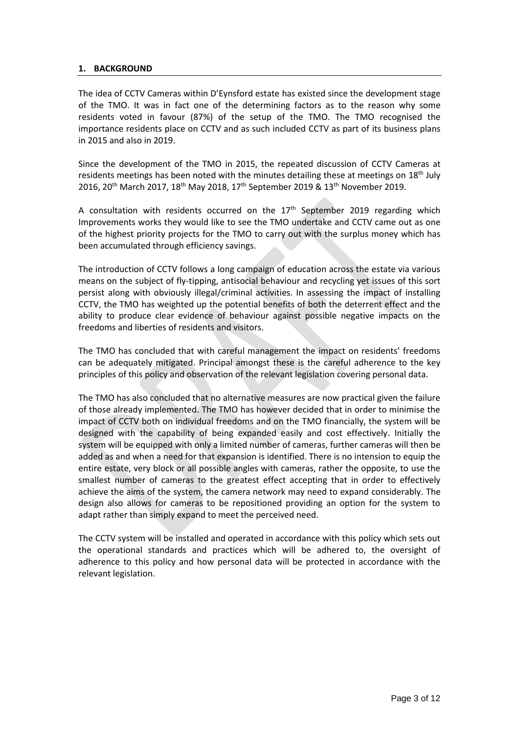## 1. BACKGROUND

The idea of CCTV Cameras within D'Eynsford estate has existed since the development stage of the TMO. It was in fact one of the determining factors as to the reason why some residents voted in favour (87%) of the setup of the TMO. The TMO recognised the importance residents place on CCTV and as such included CCTV as part of its business plans in 2015 and also in 2019.

Since the development of the TMO in 2015, the repeated discussion of CCTV Cameras at residents meetings has been noted with the minutes detailing these at meetings on 18th July 2016, 20th March 2017, 18th May 2018, 17th September 2019 & 13th November 2019.

A consultation with residents occurred on the 17th September 2019 regarding which Improvements works they would like to see the TMO undertake and CCTV came out as one of the highest priority projects for the TMO to carry out with the surplus money which has been accumulated through efficiency savings.

The introduction of CCTV follows a long campaign of education across the estate via various means on the subject of fly-tipping, antisocial behaviour and recycling yet issues of this sort persist along with obviously illegal/criminal activities. In assessing the impact of installing CCTV, the TMO has weighted up the potential benefits of both the deterrent effect and the ability to produce clear evidence of behaviour against possible negative impacts on the freedoms and liberties of residents and visitors.

The TMO has concluded that with careful management the impact on residents' freedoms can be adequately mitigated. Principal amongst these is the careful adherence to the key principles of this policy and observation of the relevant legislation covering personal data.

The TMO has also concluded that no alternative measures are now practical given the failure of those already implemented. The TMO has however decided that in order to minimise the impact of CCTV both on individual freedoms and on the TMO financially, the system will be designed with the capability of being expanded easily and cost effectively. Initially the system will be equipped with only a limited number of cameras, further cameras will then be added as and when a need for that expansion is identified. There is no intension to equip the entire estate, very block or all possible angles with cameras, rather the opposite, to use the smallest number of cameras to the greatest effect accepting that in order to effectively achieve the aims of the system, the camera network may need to expand considerably. The design also allows for cameras to be repositioned providing an option for the system to adapt rather than simply expand to meet the perceived need.

The CCTV system will be installed and operated in accordance with this policy which sets out the operational standards and practices which will be adhered to, the oversight of adherence to this policy and how personal data will be protected in accordance with the relevant legislation.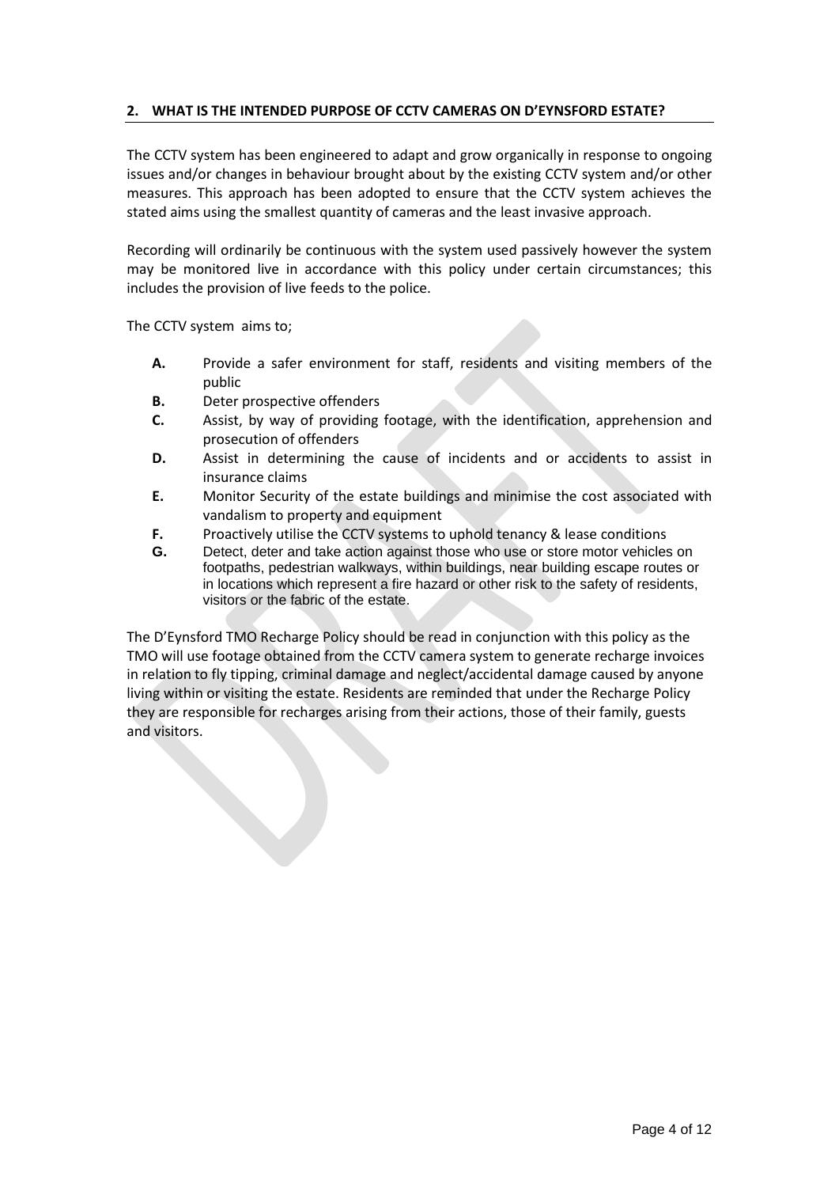## 2. WHAT IS THE INTENDED PURPOSE OF CCTV CAMERAS ON D'EYNSFORD ESTATE?

The CCTV system has been engineered to adapt and grow organically in response to ongoing issues and/or changes in behaviour brought about by the existing CCTV system and/or other measures. This approach has been adopted to ensure that the CCTV system achieves the stated aims using the smallest quantity of cameras and the least invasive approach.

Recording will ordinarily be continuous with the system used passively however the system may be monitored live in accordance with this policy under certain circumstances; this includes the provision of live feeds to the police.

The CCTV system aims to;

- **A.** Provide a safer environment for staff, residents and visiting members of the public
- **B.** Deter prospective offenders
- **C.** Assist, by way of providing footage, with the identification, apprehension and prosecution of offenders
- **D.** Assist in determining the cause of incidents and or accidents to assist in insurance claims
- **E.** Monitor Security of the estate buildings and minimise the cost associated with vandalism to property and equipment
- **F.** Proactively utilise the CCTV systems to uphold tenancy & lease conditions
- **G.** Detect, deter and take action against those who use or store motor vehicles on footpaths, pedestrian walkways, within buildings, near building escape routes or in locations which represent a fire hazard or other risk to the safety of residents, visitors or the fabric of the estate.

The D'Eynsford TMO Recharge Policy should be read in conjunction with this policy as the TMO will use footage obtained from the CCTV camera system to generate recharge invoices in relation to fly tipping, criminal damage and neglect/accidental damage caused by anyone living within or visiting the estate. Residents are reminded that under the Recharge Policy they are responsible for recharges arising from their actions, those of their family, guests and visitors.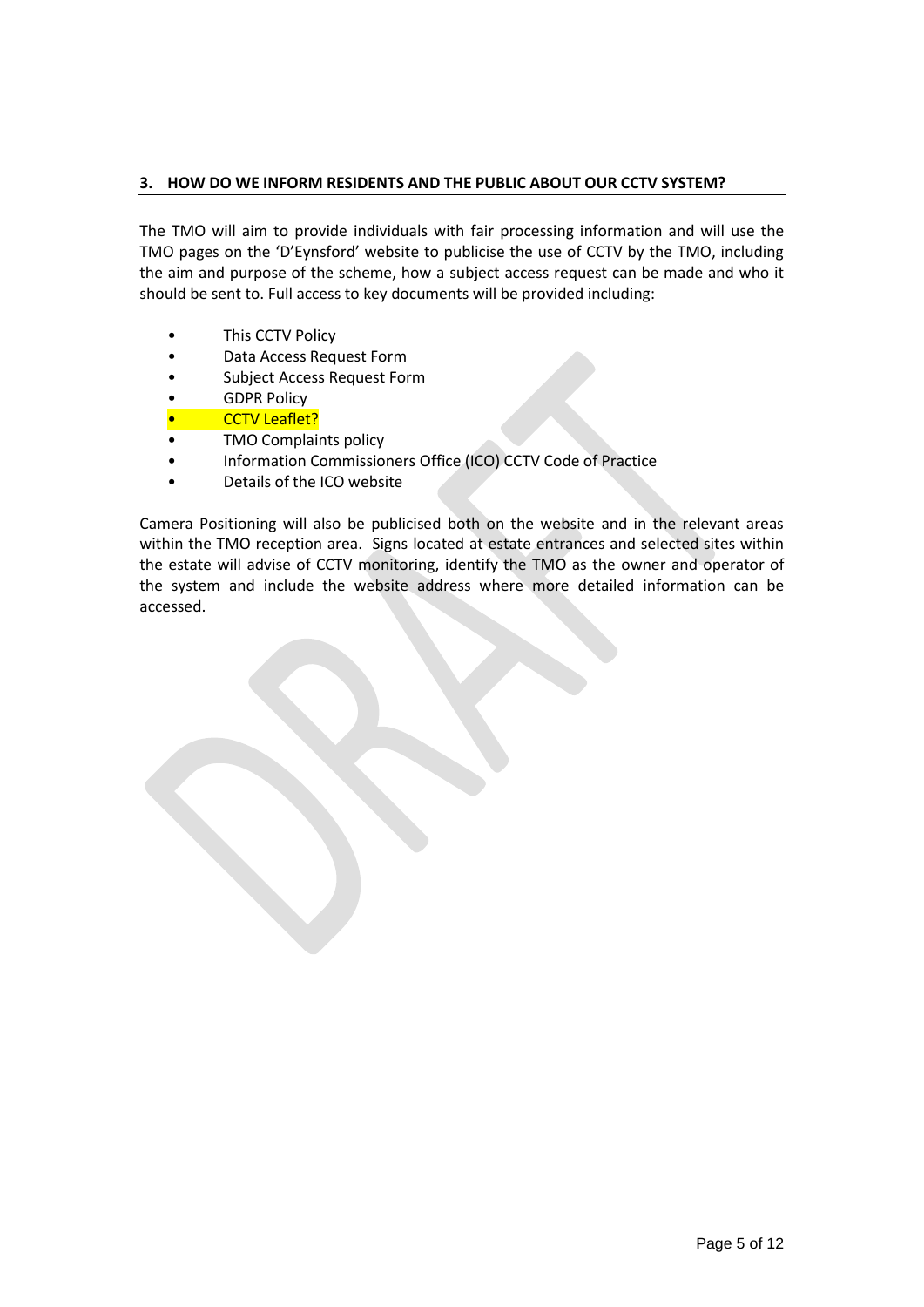## 3. HOW DO WE INFORM RESIDENTS AND THE PUBLIC ABOUT OUR CCTV SYSTEM?

The TMO will aim to provide individuals with fair processing information and will use the TMO pages on the 'D'Eynsford' website to publicise the use of CCTV by the TMO, including the aim and purpose of the scheme, how a subject access request can be made and who it should be sent to. Full access to key documents will be provided including:

- This CCTV Policy
- Data Access Request Form
- Subject Access Request Form
- GDPR Policy
- CCTV Leaflet?
- TMO Complaints policy
- Information Commissioners Office (ICO) CCTV Code of Practice
- Details of the ICO website

Camera Positioning will also be publicised both on the website and in the relevant areas within the TMO reception area. Signs located at estate entrances and selected sites within the estate will advise of CCTV monitoring, identify the TMO as the owner and operator of the system and include the website address where more detailed information can be accessed.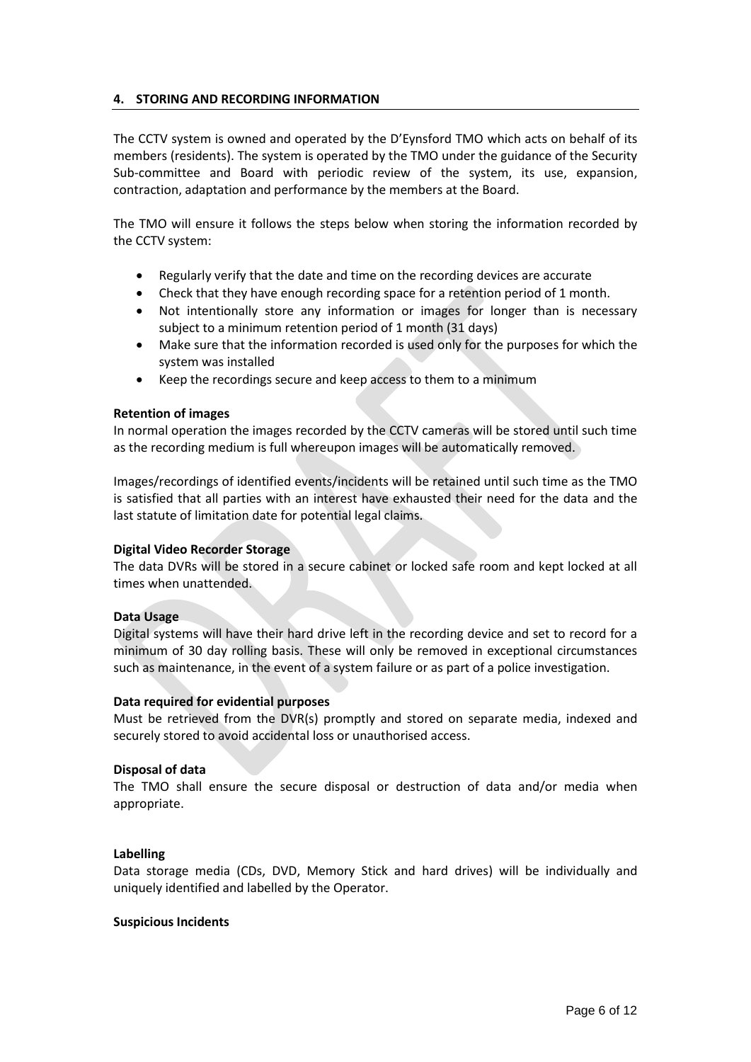## 4. STORING AND RECORDING INFORMATION

The CCTV system is owned and operated by the D'Eynsford TMO which acts on behalf of its members (residents). The system is operated by the TMO under the guidance of the Security Sub-committee and Board with periodic review of the system, its use, expansion, contraction, adaptation and performance by the members at the Board.

The TMO will ensure it follows the steps below when storing the information recorded by the CCTV system:

- Regularly verify that the date and time on the recording devices are accurate
- Check that they have enough recording space for a retention period of 1 month.
- Not intentionally store any information or images for longer than is necessary subject to a minimum retention period of 1 month (31 days)
- Make sure that the information recorded is used only for the purposes for which the system was installed
- Keep the recordings secure and keep access to them to a minimum

**Retention of images**
In normal operation the images recorded by the CCTV cameras will be stored until such time as the recording medium is full whereupon images will be automatically removed.

Images/recordings of identified events/incidents will be retained until such time as the TMO is satisfied that all parties with an interest have exhausted their need for the data and the last statute of limitation date for potential legal claims.

**Digital Video Recorder Storage**
The data DVRs will be stored in a secure cabinet or locked safe room and kept locked at all times when unattended.

**Data Usage**
Digital systems will have their hard drive left in the recording device and set to record for a minimum of 30 day rolling basis. These will only be removed in exceptional circumstances such as maintenance, in the event of a system failure or as part of a police investigation.

**Data required for evidential purposes**
Must be retrieved from the DVR(s) promptly and stored on separate media, indexed and securely stored to avoid accidental loss or unauthorised access.

**Disposal of data**
The TMO shall ensure the secure disposal or destruction of data and/or media when appropriate.

**Labelling**
Data storage media (CDs, DVD, Memory Stick and hard drives) will be individually and uniquely identified and labelled by the Operator.

**Suspicious Incidents**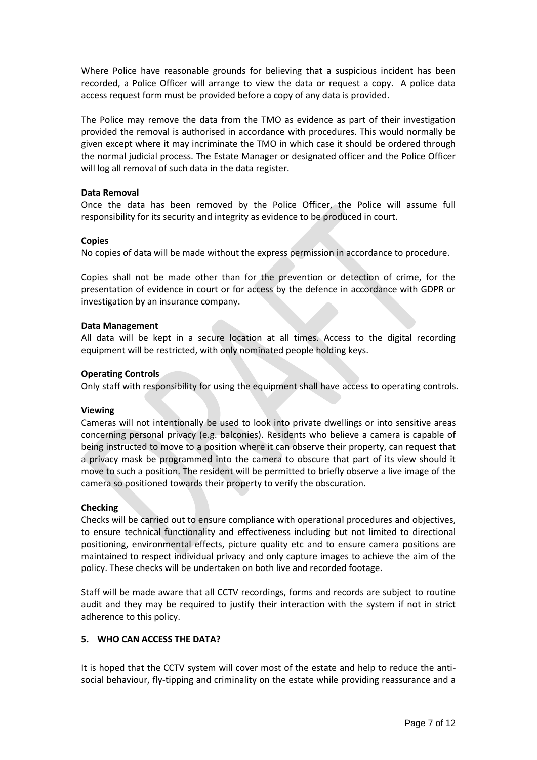Where Police have reasonable grounds for believing that a suspicious incident has been recorded, a Police Officer will arrange to view the data or request a copy. A police data access request form must be provided before a copy of any data is provided.

The Police may remove the data from the TMO as evidence as part of their investigation provided the removal is authorised in accordance with procedures. This would normally be given except where it may incriminate the TMO in which case it should be ordered through the normal judicial process. The Estate Manager or designated officer and the Police Officer will log all removal of such data in the data register.

**Data Removal**
Once the data has been removed by the Police Officer, the Police will assume full responsibility for its security and integrity as evidence to be produced in court.

**Copies**
No copies of data will be made without the express permission in accordance to procedure.

Copies shall not be made other than for the prevention or detection of crime, for the presentation of evidence in court or for access by the defence in accordance with GDPR or investigation by an insurance company.

**Data Management**
All data will be kept in a secure location at all times. Access to the digital recording equipment will be restricted, with only nominated people holding keys.

**Operating Controls**
Only staff with responsibility for using the equipment shall have access to operating controls.

**Viewing**
Cameras will not intentionally be used to look into private dwellings or into sensitive areas concerning personal privacy (e.g. balconies). Residents who believe a camera is capable of being instructed to move to a position where it can observe their property, can request that a privacy mask be programmed into the camera to obscure that part of its view should it move to such a position. The resident will be permitted to briefly observe a live image of the camera so positioned towards their property to verify the obscuration.

**Checking**
Checks will be carried out to ensure compliance with operational procedures and objectives, to ensure technical functionality and effectiveness including but not limited to directional positioning, environmental effects, picture quality etc and to ensure camera positions are maintained to respect individual privacy and only capture images to achieve the aim of the policy. These checks will be undertaken on both live and recorded footage.

Staff will be made aware that all CCTV recordings, forms and records are subject to routine audit and they may be required to justify their interaction with the system if not in strict adherence to this policy.

## 5. WHO CAN ACCESS THE DATA?

It is hoped that the CCTV system will cover most of the estate and help to reduce the anti-social behaviour, fly-tipping and criminality on the estate while providing reassurance and a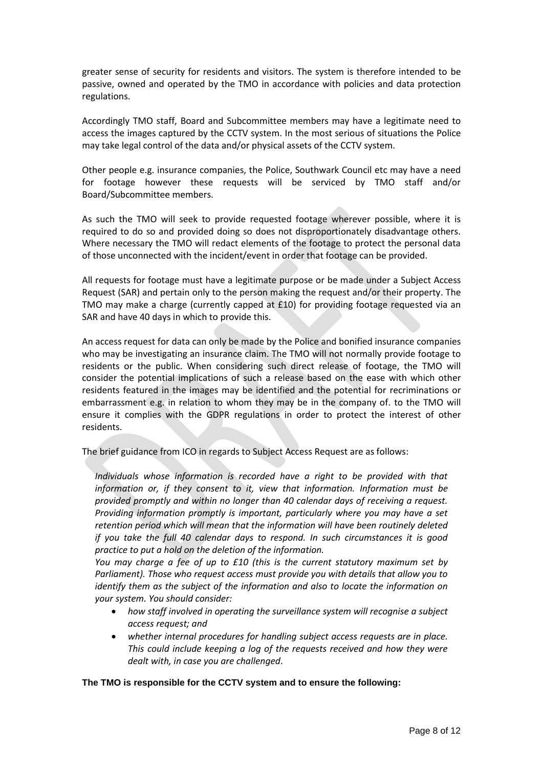greater sense of security for residents and visitors. The system is therefore intended to be passive, owned and operated by the TMO in accordance with policies and data protection regulations.

Accordingly TMO staff, Board and Subcommittee members may have a legitimate need to access the images captured by the CCTV system. In the most serious of situations the Police may take legal control of the data and/or physical assets of the CCTV system.

Other people e.g. insurance companies, the Police, Southwark Council etc may have a need for footage however these requests will be serviced by TMO staff and/or Board/Subcommittee members.

As such the TMO will seek to provide requested footage wherever possible, where it is required to do so and provided doing so does not disproportionately disadvantage others. Where necessary the TMO will redact elements of the footage to protect the personal data of those unconnected with the incident/event in order that footage can be provided.

All requests for footage must have a legitimate purpose or be made under a Subject Access Request (SAR) and pertain only to the person making the request and/or their property. The TMO may make a charge (currently capped at £10) for providing footage requested via an SAR and have 40 days in which to provide this.

An access request for data can only be made by the Police and bonified insurance companies who may be investigating an insurance claim. The TMO will not normally provide footage to residents or the public. When considering such direct release of footage, the TMO will consider the potential implications of such a release based on the ease with which other residents featured in the images may be identified and the potential for recriminations or embarrassment e.g. in relation to whom they may be in the company of. to the TMO will ensure it complies with the GDPR regulations in order to protect the interest of other residents.

The brief guidance from ICO in regards to Subject Access Request are as follows:

*Individuals whose information is recorded have a right to be provided with that information or, if they consent to it, view that information. Information must be provided promptly and within no longer than 40 calendar days of receiving a request. Providing information promptly is important, particularly where you may have a set retention period which will mean that the information will have been routinely deleted if you take the full 40 calendar days to respond. In such circumstances it is good practice to put a hold on the deletion of the information.*

*You may charge a fee of up to £10 (this is the current statutory maximum set by Parliament). Those who request access must provide you with details that allow you to identify them as the subject of the information and also to locate the information on your system. You should consider:*

- *how staff involved in operating the surveillance system will recognise a subject access request; and*
- *whether internal procedures for handling subject access requests are in place. This could include keeping a log of the requests received and how they were dealt with, in case you are challenged*.

**The TMO is responsible for the CCTV system and to ensure the following:**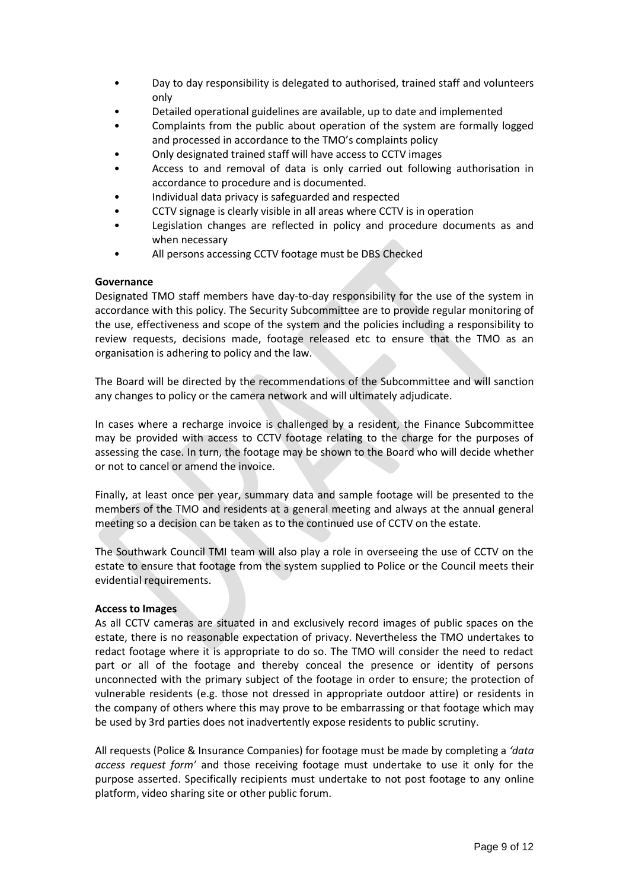- Day to day responsibility is delegated to authorised, trained staff and volunteers only
- Detailed operational guidelines are available, up to date and implemented
- Complaints from the public about operation of the system are formally logged and processed in accordance to the TMO's complaints policy
- Only designated trained staff will have access to CCTV images
- Access to and removal of data is only carried out following authorisation in accordance to procedure and is documented.
- Individual data privacy is safeguarded and respected
- CCTV signage is clearly visible in all areas where CCTV is in operation
- Legislation changes are reflected in policy and procedure documents as and when necessary
- All persons accessing CCTV footage must be DBS Checked

**Governance**

Designated TMO staff members have day-to-day responsibility for the use of the system in accordance with this policy. The Security Subcommittee are to provide regular monitoring of the use, effectiveness and scope of the system and the policies including a responsibility to review requests, decisions made, footage released etc to ensure that the TMO as an organisation is adhering to policy and the law.

The Board will be directed by the recommendations of the Subcommittee and will sanction any changes to policy or the camera network and will ultimately adjudicate.

In cases where a recharge invoice is challenged by a resident, the Finance Subcommittee may be provided with access to CCTV footage relating to the charge for the purposes of assessing the case. In turn, the footage may be shown to the Board who will decide whether or not to cancel or amend the invoice.

Finally, at least once per year, summary data and sample footage will be presented to the members of the TMO and residents at a general meeting and always at the annual general meeting so a decision can be taken as to the continued use of CCTV on the estate.

The Southwark Council TMI team will also play a role in overseeing the use of CCTV on the estate to ensure that footage from the system supplied to Police or the Council meets their evidential requirements.

**Access to Images**

As all CCTV cameras are situated in and exclusively record images of public spaces on the estate, there is no reasonable expectation of privacy. Nevertheless the TMO undertakes to redact footage where it is appropriate to do so. The TMO will consider the need to redact part or all of the footage and thereby conceal the presence or identity of persons unconnected with the primary subject of the footage in order to ensure; the protection of vulnerable residents (e.g. those not dressed in appropriate outdoor attire) or residents in the company of others where this may prove to be embarrassing or that footage which may be used by 3rd parties does not inadvertently expose residents to public scrutiny.

All requests (Police & Insurance Companies) for footage must be made by completing a *'data access request form'* and those receiving footage must undertake to use it only for the purpose asserted. Specifically recipients must undertake to not post footage to any online platform, video sharing site or other public forum.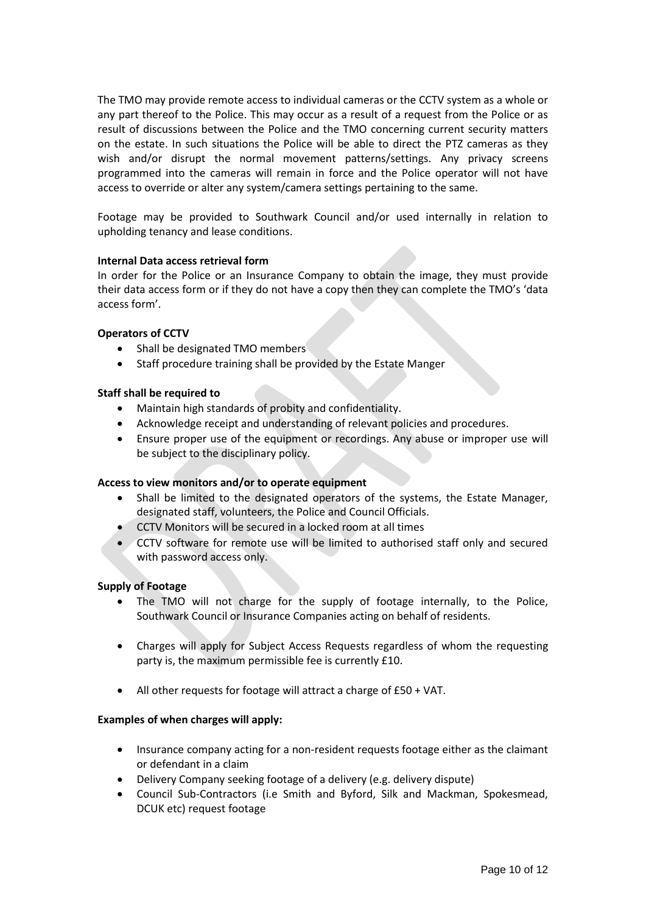The TMO may provide remote access to individual cameras or the CCTV system as a whole or any part thereof to the Police. This may occur as a result of a request from the Police or as result of discussions between the Police and the TMO concerning current security matters on the estate. In such situations the Police will be able to direct the PTZ cameras as they wish and/or disrupt the normal movement patterns/settings. Any privacy screens programmed into the cameras will remain in force and the Police operator will not have access to override or alter any system/camera settings pertaining to the same.

Footage may be provided to Southwark Council and/or used internally in relation to upholding tenancy and lease conditions.

**Internal Data access retrieval form**

In order for the Police or an Insurance Company to obtain the image, they must provide their data access form or if they do not have a copy then they can complete the TMO's 'data access form'.

**Operators of CCTV**

- Shall be designated TMO members
- Staff procedure training shall be provided by the Estate Manger

**Staff shall be required to**

- Maintain high standards of probity and confidentiality.
- Acknowledge receipt and understanding of relevant policies and procedures.
- Ensure proper use of the equipment or recordings. Any abuse or improper use will be subject to the disciplinary policy.

**Access to view monitors and/or to operate equipment**

- Shall be limited to the designated operators of the systems, the Estate Manager, designated staff, volunteers, the Police and Council Officials.
- CCTV Monitors will be secured in a locked room at all times
- CCTV software for remote use will be limited to authorised staff only and secured with password access only.

**Supply of Footage**

- The TMO will not charge for the supply of footage internally, to the Police, Southwark Council or Insurance Companies acting on behalf of residents.
- Charges will apply for Subject Access Requests regardless of whom the requesting party is, the maximum permissible fee is currently £10.
- All other requests for footage will attract a charge of £50 + VAT.

**Examples of when charges will apply:**

- Insurance company acting for a non-resident requests footage either as the claimant or defendant in a claim
- Delivery Company seeking footage of a delivery (e.g. delivery dispute)
- Council Sub-Contractors (i.e Smith and Byford, Silk and Mackman, Spokesmead, DCUK etc) request footage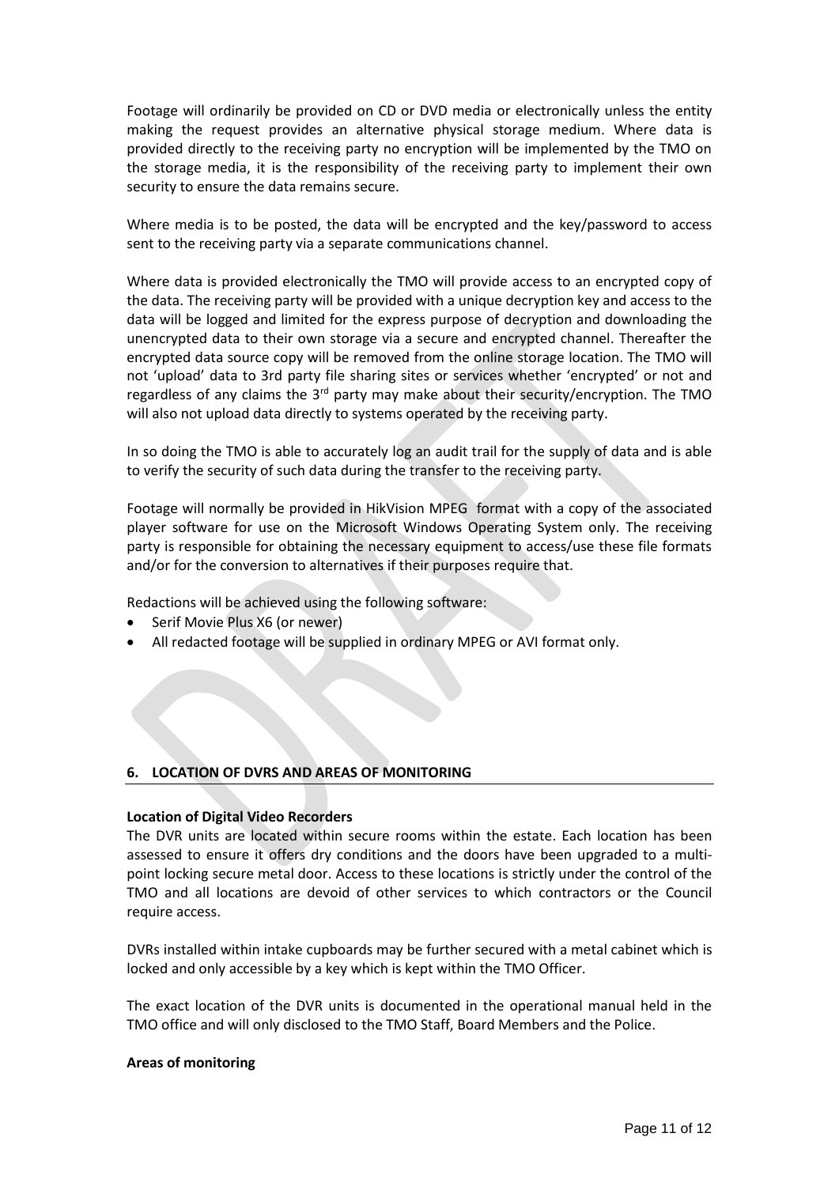Footage will ordinarily be provided on CD or DVD media or electronically unless the entity making the request provides an alternative physical storage medium. Where data is provided directly to the receiving party no encryption will be implemented by the TMO on the storage media, it is the responsibility of the receiving party to implement their own security to ensure the data remains secure.

Where media is to be posted, the data will be encrypted and the key/password to access sent to the receiving party via a separate communications channel.

Where data is provided electronically the TMO will provide access to an encrypted copy of the data. The receiving party will be provided with a unique decryption key and access to the data will be logged and limited for the express purpose of decryption and downloading the unencrypted data to their own storage via a secure and encrypted channel. Thereafter the encrypted data source copy will be removed from the online storage location. The TMO will not 'upload' data to 3rd party file sharing sites or services whether 'encrypted' or not and regardless of any claims the 3rd party may make about their security/encryption. The TMO will also not upload data directly to systems operated by the receiving party.

In so doing the TMO is able to accurately log an audit trail for the supply of data and is able to verify the security of such data during the transfer to the receiving party.

Footage will normally be provided in HikVision MPEG format with a copy of the associated player software for use on the Microsoft Windows Operating System only. The receiving party is responsible for obtaining the necessary equipment to access/use these file formats and/or for the conversion to alternatives if their purposes require that.

Redactions will be achieved using the following software:

- Serif Movie Plus X6 (or newer)
- All redacted footage will be supplied in ordinary MPEG or AVI format only.

## 6. LOCATION OF DVRS AND AREAS OF MONITORING

**Location of Digital Video Recorders**

The DVR units are located within secure rooms within the estate. Each location has been assessed to ensure it offers dry conditions and the doors have been upgraded to a multi-point locking secure metal door. Access to these locations is strictly under the control of the TMO and all locations are devoid of other services to which contractors or the Council require access.

DVRs installed within intake cupboards may be further secured with a metal cabinet which is locked and only accessible by a key which is kept within the TMO Officer.

The exact location of the DVR units is documented in the operational manual held in the TMO office and will only disclosed to the TMO Staff, Board Members and the Police.

**Areas of monitoring**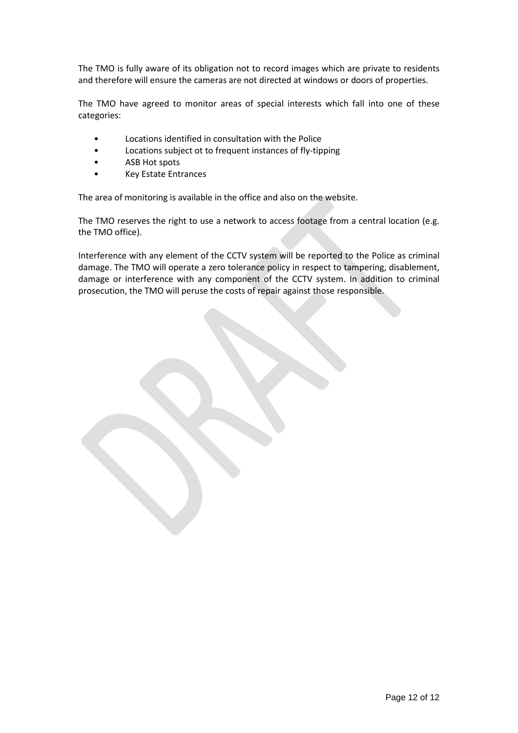The TMO is fully aware of its obligation not to record images which are private to residents and therefore will ensure the cameras are not directed at windows or doors of properties.

The TMO have agreed to monitor areas of special interests which fall into one of these categories:

- Locations identified in consultation with the Police
- Locations subject ot to frequent instances of fly-tipping
- ASB Hot spots
- Key Estate Entrances

The area of monitoring is available in the office and also on the website.

The TMO reserves the right to use a network to access footage from a central location (e.g. the TMO office).

Interference with any element of the CCTV system will be reported to the Police as criminal damage. The TMO will operate a zero tolerance policy in respect to tampering, disablement, damage or interference with any component of the CCTV system. In addition to criminal prosecution, the TMO will peruse the costs of repair against those responsible.